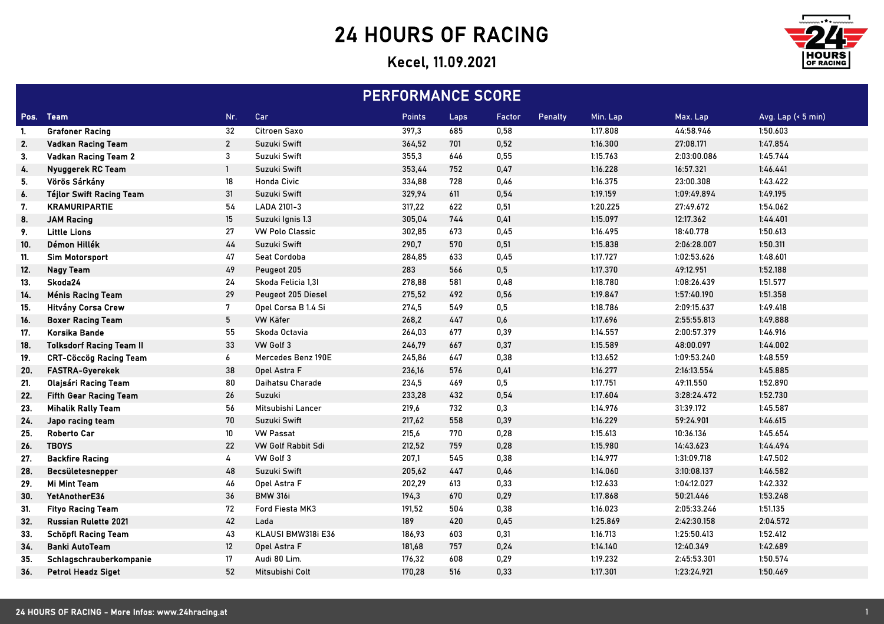# 24 HOURS OF RACING

## Kecel, 11.09.2021

## PERFORMANCE SCORE

| Pos. | Team | Nr. | Car | Points | Laps | Factor | Penalty | Min. Lap | Max. Lap | Avg. Lap (< 5 min) |
|---|---|---|---|---|---|---|---|---|---|---|
| 1. | Grafoner Racing | 32 | Citroen Saxo | 397,3 | 685 | 0,58 | | 1:17.808 | 44:58.946 | 1:50.603 |
| 2. | Vadkan Racing Team | 2 | Suzuki Swift | 364,52 | 701 | 0,52 | | 1:16.300 | 27:08.171 | 1:47.854 |
| 3. | Vadkan Racing Team 2 | 3 | Suzuki Swift | 355,3 | 646 | 0,55 | | 1:15.763 | 2:03:00.086 | 1:45.744 |
| 4. | Nyuggerek RC Team | 1 | Suzuki Swift | 353,44 | 752 | 0,47 | | 1:16.228 | 16:57.321 | 1:46.441 |
| 5. | Vörös Sárkány | 18 | Honda Civic | 334,88 | 728 | 0,46 | | 1:16.375 | 23:00.308 | 1:43.422 |
| 6. | Téjlor Swift Racing Team | 31 | Suzuki Swift | 329,94 | 611 | 0,54 | | 1:19.159 | 1:09:49.894 | 1:49.195 |
| 7. | KRAMURIPARTIE | 54 | LADA 2101-3 | 317,22 | 622 | 0,51 | | 1:20.225 | 27:49.672 | 1:54.062 |
| 8. | JAM Racing | 15 | Suzuki Ignis 1.3 | 305,04 | 744 | 0,41 | | 1:15.097 | 12:17.362 | 1:44.401 |
| 9. | Little Lions | 27 | VW Polo Classic | 302,85 | 673 | 0,45 | | 1:16.495 | 18:40.778 | 1:50.613 |
| 10. | Démon Hillék | 44 | Suzuki Swift | 290,7 | 570 | 0,51 | | 1:15.838 | 2:06:28.007 | 1:50.311 |
| 11. | Sim Motorsport | 47 | Seat Cordoba | 284,85 | 633 | 0,45 | | 1:17.727 | 1:02:53.626 | 1:48.601 |
| 12. | Nagy Team | 49 | Peugeot 205 | 283 | 566 | 0,5 | | 1:17.370 | 49:12.951 | 1:52.188 |
| 13. | Skoda24 | 24 | Skoda Felicia 1,3l | 278,88 | 581 | 0,48 | | 1:18.780 | 1:08:26.439 | 1:51.577 |
| 14. | Ménis Racing Team | 29 | Peugeot 205 Diesel | 275,52 | 492 | 0,56 | | 1:19.847 | 1:57:40.190 | 1:51.358 |
| 15. | Hitvány Corsa Crew | 7 | Opel Corsa B 1.4 Si | 274,5 | 549 | 0,5 | | 1:18.786 | 2:09:15.637 | 1:49.418 |
| 16. | Boxer Racing Team | 5 | VW Käfer | 268,2 | 447 | 0,6 | | 1:17.696 | 2:55:55.813 | 1:49.888 |
| 17. | Korsika Bande | 55 | Skoda Octavia | 264,03 | 677 | 0,39 | | 1:14.557 | 2:00:57.379 | 1:46.916 |
| 18. | Tolksdorf Racing Team II | 33 | VW Golf 3 | 246,79 | 667 | 0,37 | | 1:15.589 | 48:00.097 | 1:44.002 |
| 19. | CRT-Cöccög Racing Team | 6 | Mercedes Benz 190E | 245,86 | 647 | 0,38 | | 1:13.652 | 1:09:53.240 | 1:48.559 |
| 20. | FASTRA-Gyerekek | 38 | Opel Astra F | 236,16 | 576 | 0,41 | | 1:16.277 | 2:16:13.554 | 1:45.885 |
| 21. | Olajsári Racing Team | 80 | Daihatsu Charade | 234,5 | 469 | 0,5 | | 1:17.751 | 49:11.550 | 1:52.890 |
| 22. | Fifth Gear Racing Team | 26 | Suzuki | 233,28 | 432 | 0,54 | | 1:17.604 | 3:28:24.472 | 1:52.730 |
| 23. | Mihalik Rally Team | 56 | Mitsubishi Lancer | 219,6 | 732 | 0,3 | | 1:14.976 | 31:39.172 | 1:45.587 |
| 24. | Japo racing team | 70 | Suzuki Swift | 217,62 | 558 | 0,39 | | 1:16.229 | 59:24.901 | 1:46.615 |
| 25. | Roberto Car | 10 | VW Passat | 215,6 | 770 | 0,28 | | 1:15.613 | 10:36.136 | 1:45.654 |
| 26. | TBOYS | 22 | VW Golf Rabbit Sdi | 212,52 | 759 | 0,28 | | 1:15.980 | 14:43.623 | 1:44.494 |
| 27. | Backfire Racing | 4 | VW Golf 3 | 207,1 | 545 | 0,38 | | 1:14.977 | 1:31:09.718 | 1:47.502 |
| 28. | Becsületesnepper | 48 | Suzuki Swift | 205,62 | 447 | 0,46 | | 1:14.060 | 3:10:08.137 | 1:46.582 |
| 29. | Mi Mint Team | 46 | Opel Astra F | 202,29 | 613 | 0,33 | | 1:12.633 | 1:04:12.027 | 1:42.332 |
| 30. | YetAnotherE36 | 36 | BMW 316i | 194,3 | 670 | 0,29 | | 1:17.868 | 50:21.446 | 1:53.248 |
| 31. | Fityo Racing Team | 72 | Ford Fiesta MK3 | 191,52 | 504 | 0,38 | | 1:16.023 | 2:05:33.246 | 1:51.135 |
| 32. | Russian Rulette 2021 | 42 | Lada | 189 | 420 | 0,45 | | 1:25.869 | 2:42:30.158 | 2:04.572 |
| 33. | Schöpfl Racing Team | 43 | KLAUSI BMW318i E36 | 186,93 | 603 | 0,31 | | 1:16.713 | 1:25:50.413 | 1:52.412 |
| 34. | Banki AutoTeam | 12 | Opel Astra F | 181,68 | 757 | 0,24 | | 1:14.140 | 12:40.349 | 1:42.689 |
| 35. | Schlagschrauberkompanie | 17 | Audi 80 Lim. | 176,32 | 608 | 0,29 | | 1:19.232 | 2:45:53.301 | 1:50.574 |
| 36. | Petrol Headz Siget | 52 | Mitsubishi Colt | 170,28 | 516 | 0,33 | | 1:17.301 | 1:23:24.921 | 1:50.469 |

24 HOURS OF RACING - More Infos: www.24hracing.at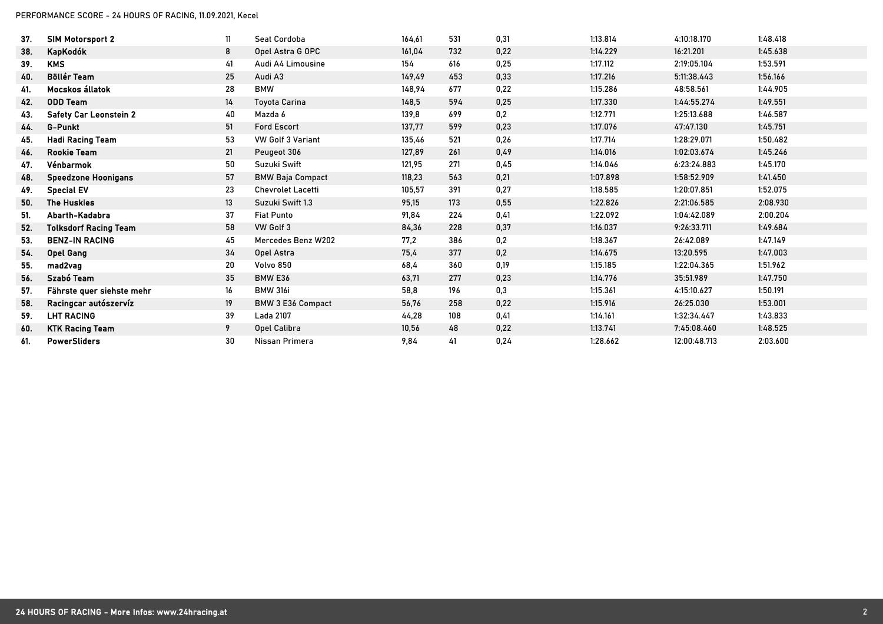PERFORMANCE SCORE - 24 HOURS OF RACING, 11.09.2021, Kecel

| | | | | | | | | | |
|---|---|---|---|---|---|---|---|---|---|
| 37. | **SIM Motorsport 2** | 11 | Seat Cordoba | 164,61 | 531 | 0,31 | 1:13.814 | 4:10:18.170 | 1:48.418 |
| 38. | **KapKodók** | 8 | Opel Astra G OPC | 161,04 | 732 | 0,22 | 1:14.229 | 16:21.201 | 1:45.638 |
| 39. | **KMS** | 41 | Audi A4 Limousine | 154 | 616 | 0,25 | 1:17.112 | 2:19:05.104 | 1:53.591 |
| 40. | **Böllér Team** | 25 | Audi A3 | 149,49 | 453 | 0,33 | 1:17.216 | 5:11:38.443 | 1:56.166 |
| 41. | **Mocskos állatok** | 28 | BMW | 148,94 | 677 | 0,22 | 1:15.286 | 48:58.561 | 1:44.905 |
| 42. | **ODD Team** | 14 | Toyota Carina | 148,5 | 594 | 0,25 | 1:17.330 | 1:44:55.274 | 1:49.551 |
| 43. | **Safety Car Leonstein 2** | 40 | Mazda 6 | 139,8 | 699 | 0,2 | 1:12.771 | 1:25:13.688 | 1:46.587 |
| 44. | **G-Punkt** | 51 | Ford Escort | 137,77 | 599 | 0,23 | 1:17.076 | 47:47.130 | 1:45.751 |
| 45. | **Hadi Racing Team** | 53 | VW Golf 3 Variant | 135,46 | 521 | 0,26 | 1:17.714 | 1:28:29.071 | 1:50.482 |
| 46. | **Rookie Team** | 21 | Peugeot 306 | 127,89 | 261 | 0,49 | 1:14.016 | 1:02:03.674 | 1:45.246 |
| 47. | **Vénbarmok** | 50 | Suzuki Swift | 121,95 | 271 | 0,45 | 1:14.046 | 6:23:24.883 | 1:45.170 |
| 48. | **Speedzone Hoonigans** | 57 | BMW Baja Compact | 118,23 | 563 | 0,21 | 1:07.898 | 1:58:52.909 | 1:41.450 |
| 49. | **Special EV** | 23 | Chevrolet Lacetti | 105,57 | 391 | 0,27 | 1:18.585 | 1:20:07.851 | 1:52.075 |
| 50. | **The Huskies** | 13 | Suzuki Swift 1.3 | 95,15 | 173 | 0,55 | 1:22.826 | 2:21:06.585 | 2:08.930 |
| 51. | **Abarth-Kadabra** | 37 | Fiat Punto | 91,84 | 224 | 0,41 | 1:22.092 | 1:04:42.089 | 2:00.204 |
| 52. | **Tolksdorf Racing Team** | 58 | VW Golf 3 | 84,36 | 228 | 0,37 | 1:16.037 | 9:26:33.711 | 1:49.684 |
| 53. | **BENZ-IN RACING** | 45 | Mercedes Benz W202 | 77,2 | 386 | 0,2 | 1:18.367 | 26:42.089 | 1:47.149 |
| 54. | **Opel Gang** | 34 | Opel Astra | 75,4 | 377 | 0,2 | 1:14.675 | 13:20.595 | 1:47.003 |
| 55. | **mad2vag** | 20 | Volvo 850 | 68,4 | 360 | 0,19 | 1:15.185 | 1:22:04.365 | 1:51.962 |
| 56. | **Szabó Team** | 35 | BMW E36 | 63,71 | 277 | 0,23 | 1:14.776 | 35:51.989 | 1:47.750 |
| 57. | **Fährste quer siehste mehr** | 16 | BMW 316i | 58,8 | 196 | 0,3 | 1:15.361 | 4:15:10.627 | 1:50.191 |
| 58. | **Racingcar autószervíz** | 19 | BMW 3 E36 Compact | 56,76 | 258 | 0,22 | 1:15.916 | 26:25.030 | 1:53.001 |
| 59. | **LHT RACING** | 39 | Lada 2107 | 44,28 | 108 | 0,41 | 1:14.161 | 1:32:34.447 | 1:43.833 |
| 60. | **KTK Racing Team** | 9 | Opel Calibra | 10,56 | 48 | 0,22 | 1:13.741 | 7:45:08.460 | 1:48.525 |
| 61. | **PowerSliders** | 30 | Nissan Primera | 9,84 | 41 | 0,24 | 1:28.662 | 12:00:48.713 | 2:03.600 |

**24 HOURS OF RACING - More Infos: www.24hracing.at**